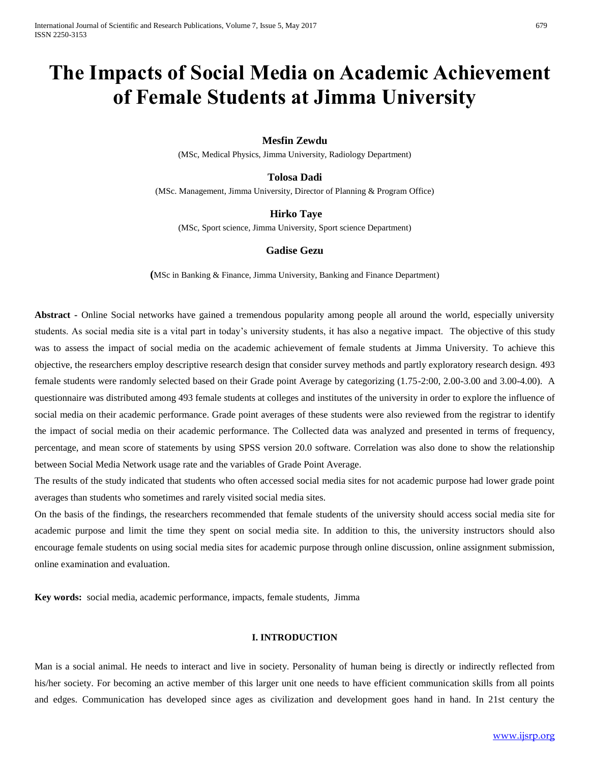# The Impacts of Social Media on Academic Achievement of Female Students at Jimma University

**Mesfin Zewdu**

(MSc, Medical Physics, Jimma University, Radiology Department)

**Tolosa Dadi**

(MSc. Management, Jimma University, Director of Planning & Program Office)

**Hirko Taye**

(MSc, Sport science, Jimma University, Sport science Department)

**Gadise Gezu**

(MSc in Banking & Finance, Jimma University, Banking and Finance Department)

**Abstract -** Online Social networks have gained a tremendous popularity among people all around the world, especially university students. As social media site is a vital part in today's university students, it has also a negative impact. The objective of this study was to assess the impact of social media on the academic achievement of female students at Jimma University. To achieve this objective, the researchers employ descriptive research design that consider survey methods and partly exploratory research design. 493 female students were randomly selected based on their Grade point Average by categorizing (1.75-2:00, 2.00-3.00 and 3.00-4.00). A questionnaire was distributed among 493 female students at colleges and institutes of the university in order to explore the influence of social media on their academic performance. Grade point averages of these students were also reviewed from the registrar to identify the impact of social media on their academic performance. The Collected data was analyzed and presented in terms of frequency, percentage, and mean score of statements by using SPSS version 20.0 software. Correlation was also done to show the relationship between Social Media Network usage rate and the variables of Grade Point Average.

The results of the study indicated that students who often accessed social media sites for not academic purpose had lower grade point averages than students who sometimes and rarely visited social media sites.

On the basis of the findings, the researchers recommended that female students of the university should access social media site for academic purpose and limit the time they spent on social media site. In addition to this, the university instructors should also encourage female students on using social media sites for academic purpose through online discussion, online assignment submission, online examination and evaluation.

**Key words:** social media, academic performance, impacts, female students, Jimma

## I. INTRODUCTION

Man is a social animal. He needs to interact and live in society. Personality of human being is directly or indirectly reflected from his/her society. For becoming an active member of this larger unit one needs to have efficient communication skills from all points and edges. Communication has developed since ages as civilization and development goes hand in hand. In 21st century the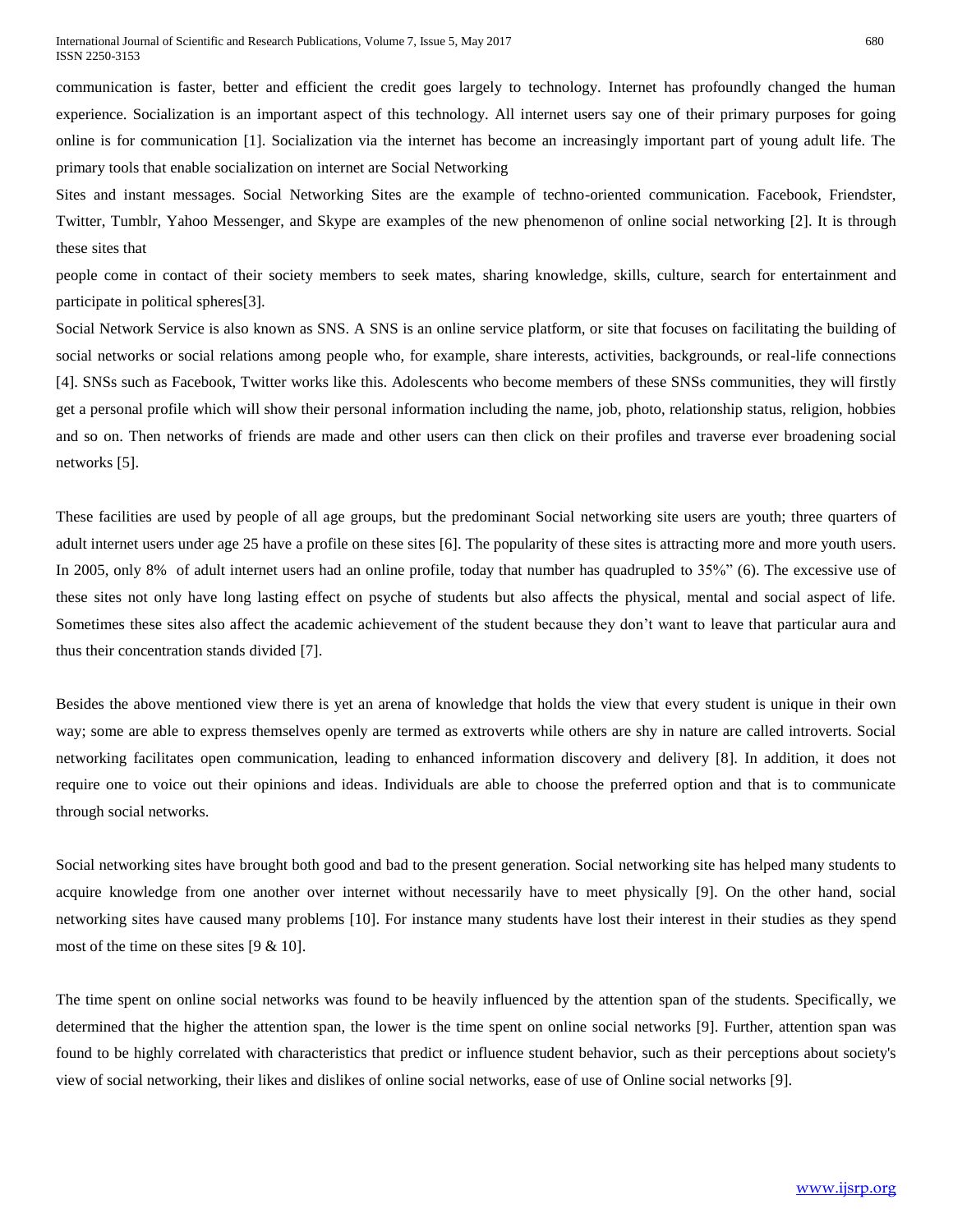communication is faster, better and efficient the credit goes largely to technology. Internet has profoundly changed the human experience. Socialization is an important aspect of this technology. All internet users say one of their primary purposes for going online is for communication [1]. Socialization via the internet has become an increasingly important part of young adult life. The primary tools that enable socialization on internet are Social Networking

Sites and instant messages. Social Networking Sites are the example of techno-oriented communication. Facebook, Friendster, Twitter, Tumblr, Yahoo Messenger, and Skype are examples of the new phenomenon of online social networking [2]. It is through these sites that

people come in contact of their society members to seek mates, sharing knowledge, skills, culture, search for entertainment and participate in political spheres[3].

Social Network Service is also known as SNS. A SNS is an online service platform, or site that focuses on facilitating the building of social networks or social relations among people who, for example, share interests, activities, backgrounds, or real-life connections [4]. SNSs such as Facebook, Twitter works like this. Adolescents who become members of these SNSs communities, they will firstly get a personal profile which will show their personal information including the name, job, photo, relationship status, religion, hobbies and so on. Then networks of friends are made and other users can then click on their profiles and traverse ever broadening social networks [5].

These facilities are used by people of all age groups, but the predominant Social networking site users are youth; three quarters of adult internet users under age 25 have a profile on these sites [6]. The popularity of these sites is attracting more and more youth users. In 2005, only 8% of adult internet users had an online profile, today that number has quadrupled to 35%" (6). The excessive use of these sites not only have long lasting effect on psyche of students but also affects the physical, mental and social aspect of life. Sometimes these sites also affect the academic achievement of the student because they don't want to leave that particular aura and thus their concentration stands divided [7].

Besides the above mentioned view there is yet an arena of knowledge that holds the view that every student is unique in their own way; some are able to express themselves openly are termed as extroverts while others are shy in nature are called introverts. Social networking facilitates open communication, leading to enhanced information discovery and delivery [8]. In addition, it does not require one to voice out their opinions and ideas. Individuals are able to choose the preferred option and that is to communicate through social networks.

Social networking sites have brought both good and bad to the present generation. Social networking site has helped many students to acquire knowledge from one another over internet without necessarily have to meet physically [9]. On the other hand, social networking sites have caused many problems [10]. For instance many students have lost their interest in their studies as they spend most of the time on these sites [9 & 10].

The time spent on online social networks was found to be heavily influenced by the attention span of the students. Specifically, we determined that the higher the attention span, the lower is the time spent on online social networks [9]. Further, attention span was found to be highly correlated with characteristics that predict or influence student behavior, such as their perceptions about society's view of social networking, their likes and dislikes of online social networks, ease of use of Online social networks [9].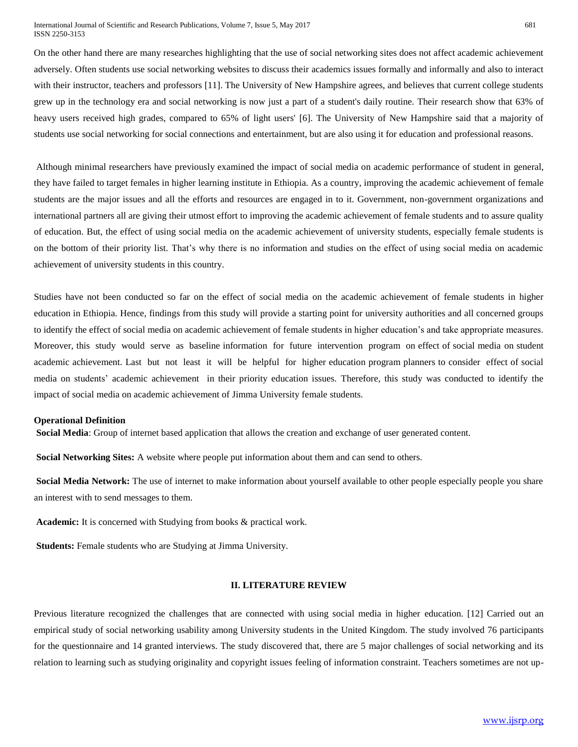On the other hand there are many researches highlighting that the use of social networking sites does not affect academic achievement adversely. Often students use social networking websites to discuss their academics issues formally and informally and also to interact with their instructor, teachers and professors [11]. The University of New Hampshire agrees, and believes that current college students grew up in the technology era and social networking is now just a part of a student's daily routine. Their research show that 63% of heavy users received high grades, compared to 65% of light users' [6]. The University of New Hampshire said that a majority of students use social networking for social connections and entertainment, but are also using it for education and professional reasons.

Although minimal researchers have previously examined the impact of social media on academic performance of student in general, they have failed to target females in higher learning institute in Ethiopia. As a country, improving the academic achievement of female students are the major issues and all the efforts and resources are engaged in to it. Government, non-government organizations and international partners all are giving their utmost effort to improving the academic achievement of female students and to assure quality of education. But, the effect of using social media on the academic achievement of university students, especially female students is on the bottom of their priority list. That's why there is no information and studies on the effect of using social media on academic achievement of university students in this country.

Studies have not been conducted so far on the effect of social media on the academic achievement of female students in higher education in Ethiopia. Hence, findings from this study will provide a starting point for university authorities and all concerned groups to identify the effect of social media on academic achievement of female students in higher education's and take appropriate measures. Moreover, this study would serve as baseline information for future intervention program on effect of social media on student academic achievement. Last but not least it will be helpful for higher education program planners to consider effect of social media on students' academic achievement in their priority education issues. Therefore, this study was conducted to identify the impact of social media on academic achievement of Jimma University female students.

**Operational Definition**

**Social Media**: Group of internet based application that allows the creation and exchange of user generated content.

**Social Networking Sites:** A website where people put information about them and can send to others.

**Social Media Network:** The use of internet to make information about yourself available to other people especially people you share an interest with to send messages to them.

**Academic:** It is concerned with Studying from books & practical work.

**Students:** Female students who are Studying at Jimma University.

## II. LITERATURE REVIEW

Previous literature recognized the challenges that are connected with using social media in higher education. [12] Carried out an empirical study of social networking usability among University students in the United Kingdom. The study involved 76 participants for the questionnaire and 14 granted interviews. The study discovered that, there are 5 major challenges of social networking and its relation to learning such as studying originality and copyright issues feeling of information constraint. Teachers sometimes are not up-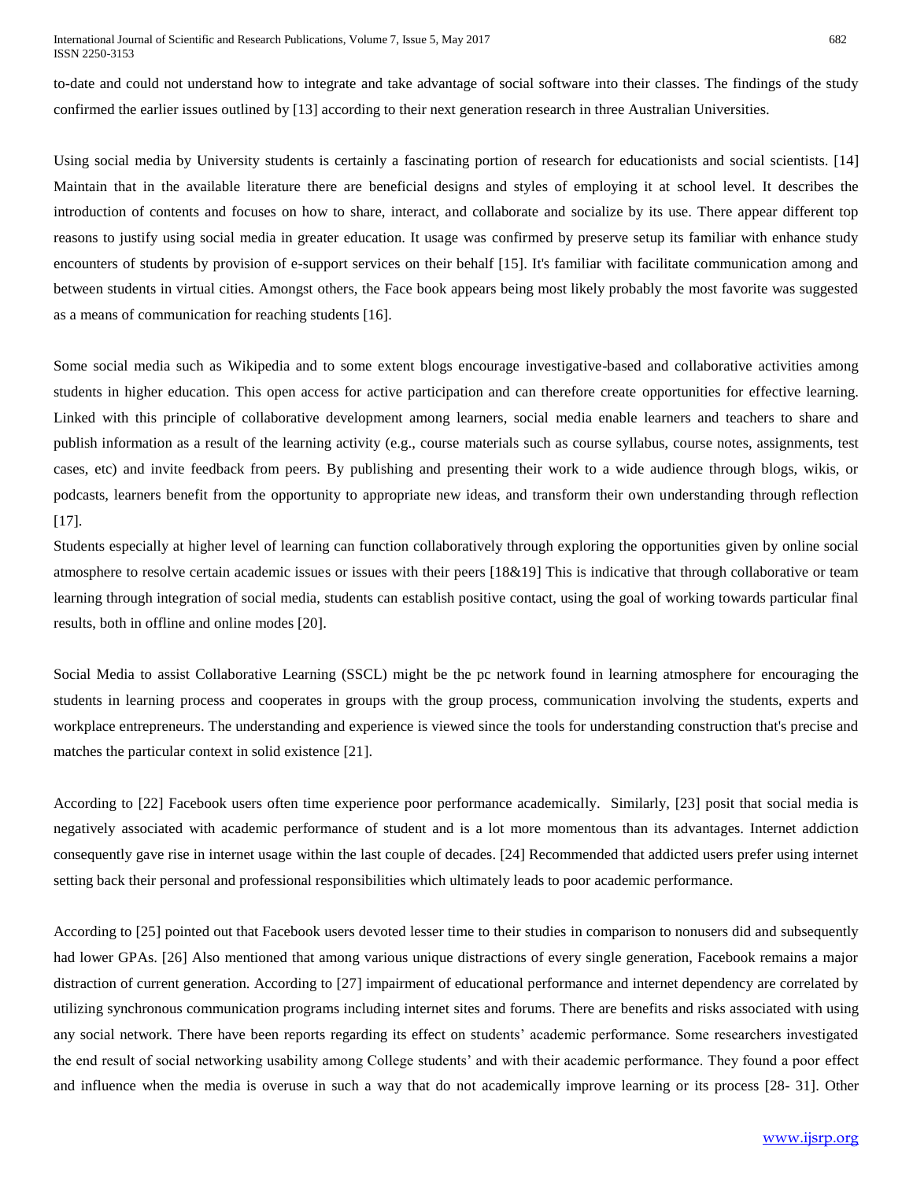to-date and could not understand how to integrate and take advantage of social software into their classes. The findings of the study confirmed the earlier issues outlined by [13] according to their next generation research in three Australian Universities.

Using social media by University students is certainly a fascinating portion of research for educationists and social scientists. [14] Maintain that in the available literature there are beneficial designs and styles of employing it at school level. It describes the introduction of contents and focuses on how to share, interact, and collaborate and socialize by its use. There appear different top reasons to justify using social media in greater education. It usage was confirmed by preserve setup its familiar with enhance study encounters of students by provision of e-support services on their behalf [15]. It's familiar with facilitate communication among and between students in virtual cities. Amongst others, the Face book appears being most likely probably the most favorite was suggested as a means of communication for reaching students [16].

Some social media such as Wikipedia and to some extent blogs encourage investigative-based and collaborative activities among students in higher education. This open access for active participation and can therefore create opportunities for effective learning. Linked with this principle of collaborative development among learners, social media enable learners and teachers to share and publish information as a result of the learning activity (e.g., course materials such as course syllabus, course notes, assignments, test cases, etc) and invite feedback from peers. By publishing and presenting their work to a wide audience through blogs, wikis, or podcasts, learners benefit from the opportunity to appropriate new ideas, and transform their own understanding through reflection [17].

Students especially at higher level of learning can function collaboratively through exploring the opportunities given by online social atmosphere to resolve certain academic issues or issues with their peers [18&19] This is indicative that through collaborative or team learning through integration of social media, students can establish positive contact, using the goal of working towards particular final results, both in offline and online modes [20].

Social Media to assist Collaborative Learning (SSCL) might be the pc network found in learning atmosphere for encouraging the students in learning process and cooperates in groups with the group process, communication involving the students, experts and workplace entrepreneurs. The understanding and experience is viewed since the tools for understanding construction that's precise and matches the particular context in solid existence [21].

According to [22] Facebook users often time experience poor performance academically. Similarly, [23] posit that social media is negatively associated with academic performance of student and is a lot more momentous than its advantages. Internet addiction consequently gave rise in internet usage within the last couple of decades. [24] Recommended that addicted users prefer using internet setting back their personal and professional responsibilities which ultimately leads to poor academic performance.

According to [25] pointed out that Facebook users devoted lesser time to their studies in comparison to nonusers did and subsequently had lower GPAs. [26] Also mentioned that among various unique distractions of every single generation, Facebook remains a major distraction of current generation. According to [27] impairment of educational performance and internet dependency are correlated by utilizing synchronous communication programs including internet sites and forums. There are benefits and risks associated with using any social network. There have been reports regarding its effect on students' academic performance. Some researchers investigated the end result of social networking usability among College students' and with their academic performance. They found a poor effect and influence when the media is overuse in such a way that do not academically improve learning or its process [28- 31]. Other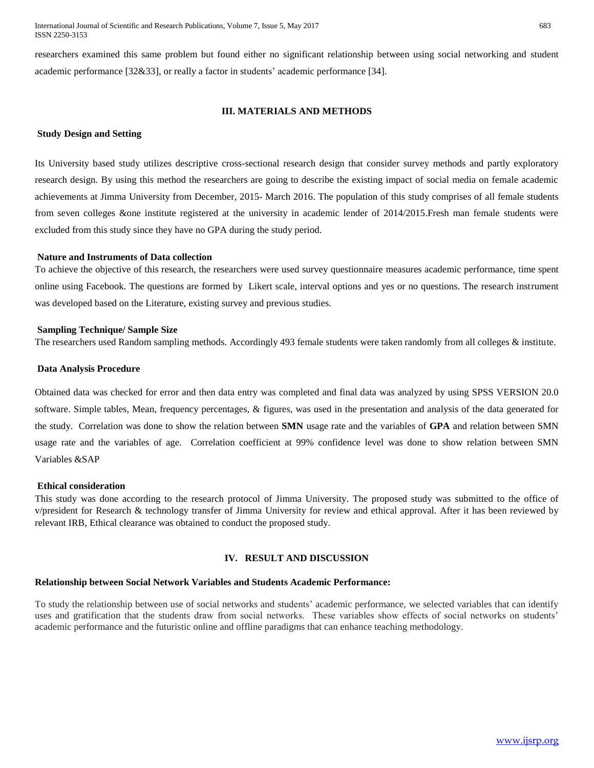researchers examined this same problem but found either no significant relationship between using social networking and student academic performance [32&33], or really a factor in students' academic performance [34].

## III. MATERIALS AND METHODS

### Study Design and Setting

Its University based study utilizes descriptive cross-sectional research design that consider survey methods and partly exploratory research design. By using this method the researchers are going to describe the existing impact of social media on female academic achievements at Jimma University from December, 2015- March 2016. The population of this study comprises of all female students from seven colleges &one institute registered at the university in academic lender of 2014/2015.Fresh man female students were excluded from this study since they have no GPA during the study period.

### Nature and Instruments of Data collection

To achieve the objective of this research, the researchers were used survey questionnaire measures academic performance, time spent online using Facebook. The questions are formed by Likert scale, interval options and yes or no questions. The research instrument was developed based on the Literature, existing survey and previous studies.

### Sampling Technique/ Sample Size

The researchers used Random sampling methods. Accordingly 493 female students were taken randomly from all colleges & institute.

### Data Analysis Procedure

Obtained data was checked for error and then data entry was completed and final data was analyzed by using SPSS VERSION 20.0 software. Simple tables, Mean, frequency percentages, & figures, was used in the presentation and analysis of the data generated for the study. Correlation was done to show the relation between **SMN** usage rate and the variables of **GPA** and relation between SMN usage rate and the variables of age. Correlation coefficient at 99% confidence level was done to show relation between SMN Variables &SAP

### Ethical consideration

This study was done according to the research protocol of Jimma University. The proposed study was submitted to the office of v/president for Research & technology transfer of Jimma University for review and ethical approval. After it has been reviewed by relevant IRB, Ethical clearance was obtained to conduct the proposed study.

## IV. RESULT AND DISCUSSION

### Relationship between Social Network Variables and Students Academic Performance:

To study the relationship between use of social networks and students' academic performance, we selected variables that can identify uses and gratification that the students draw from social networks. These variables show effects of social networks on students' academic performance and the futuristic online and offline paradigms that can enhance teaching methodology.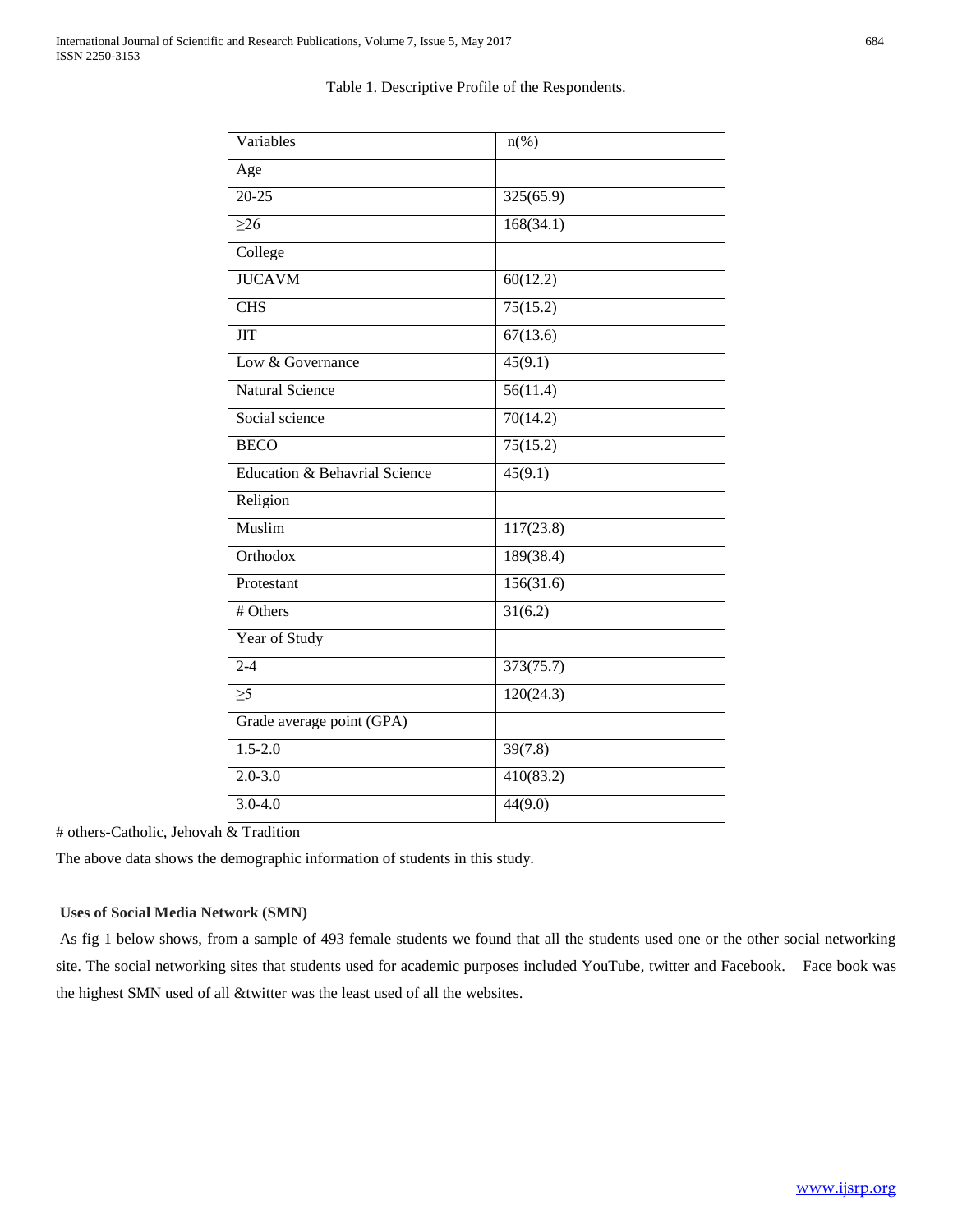Table 1. Descriptive Profile of the Respondents.

| Variables | n(%) |
|---|---|
| Age | |
| 20-25 | 325(65.9) |
| ≥26 | 168(34.1) |
| College | |
| JUCAVM | 60(12.2) |
| CHS | 75(15.2) |
| JIT | 67(13.6) |
| Low & Governance | 45(9.1) |
| Natural Science | 56(11.4) |
| Social science | 70(14.2) |
| BECO | 75(15.2) |
| Education & Behavrial Science | 45(9.1) |
| Religion | |
| Muslim | 117(23.8) |
| Orthodox | 189(38.4) |
| Protestant | 156(31.6) |
| # Others | 31(6.2) |
| Year of Study | |
| 2-4 | 373(75.7) |
| ≥5 | 120(24.3) |
| Grade average point (GPA) | |
| 1.5-2.0 | 39(7.8) |
| 2.0-3.0 | 410(83.2) |
| 3.0-4.0 | 44(9.0) |

# others-Catholic, Jehovah & Tradition

The above data shows the demographic information of students in this study.

**Uses of Social Media Network (SMN)**

As fig 1 below shows, from a sample of 493 female students we found that all the students used one or the other social networking site. The social networking sites that students used for academic purposes included YouTube, twitter and Facebook. Face book was the highest SMN used of all &twitter was the least used of all the websites.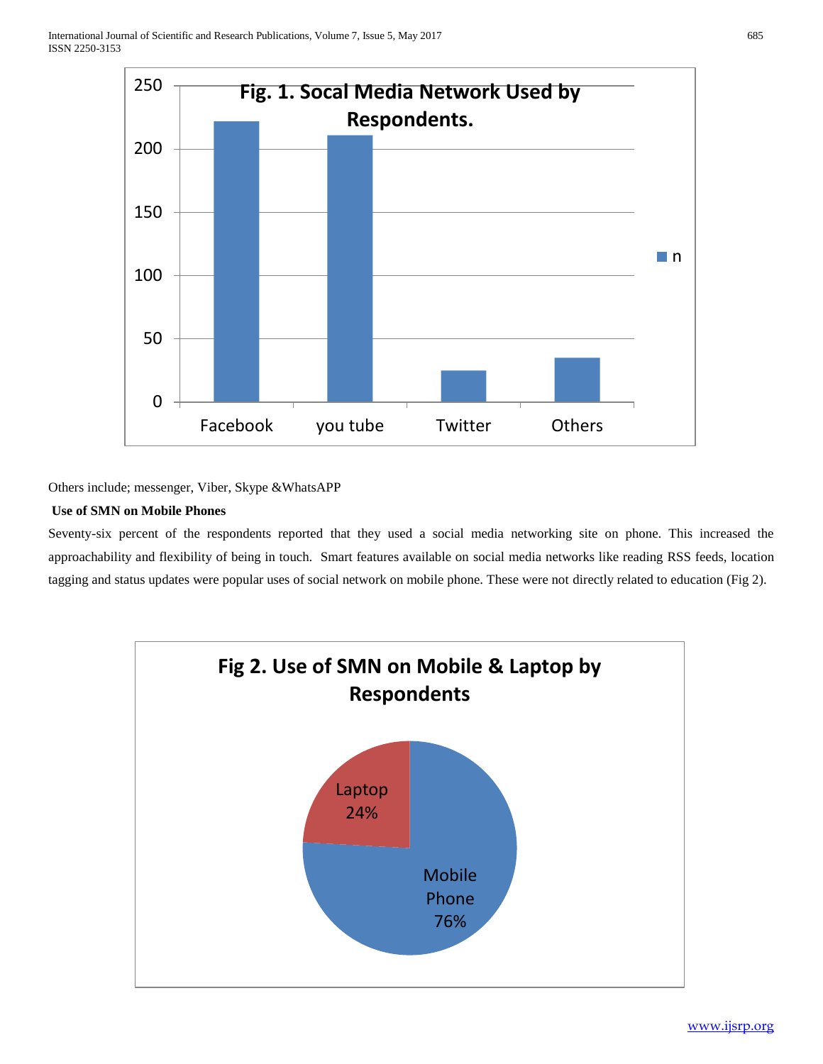**Fig. 1. Socal Media Network Used by Respondents.**

Others include; messenger, Viber, Skype &WhatsAPP

**Use of SMN on Mobile Phones**

Seventy-six percent of the respondents reported that they used a social media networking site on phone. This increased the approachability and flexibility of being in touch. Smart features available on social media networks like reading RSS feeds, location tagging and status updates were popular uses of social network on mobile phone. These were not directly related to education (Fig 2).

**Fig 2. Use of SMN on Mobile & Laptop by Respondents**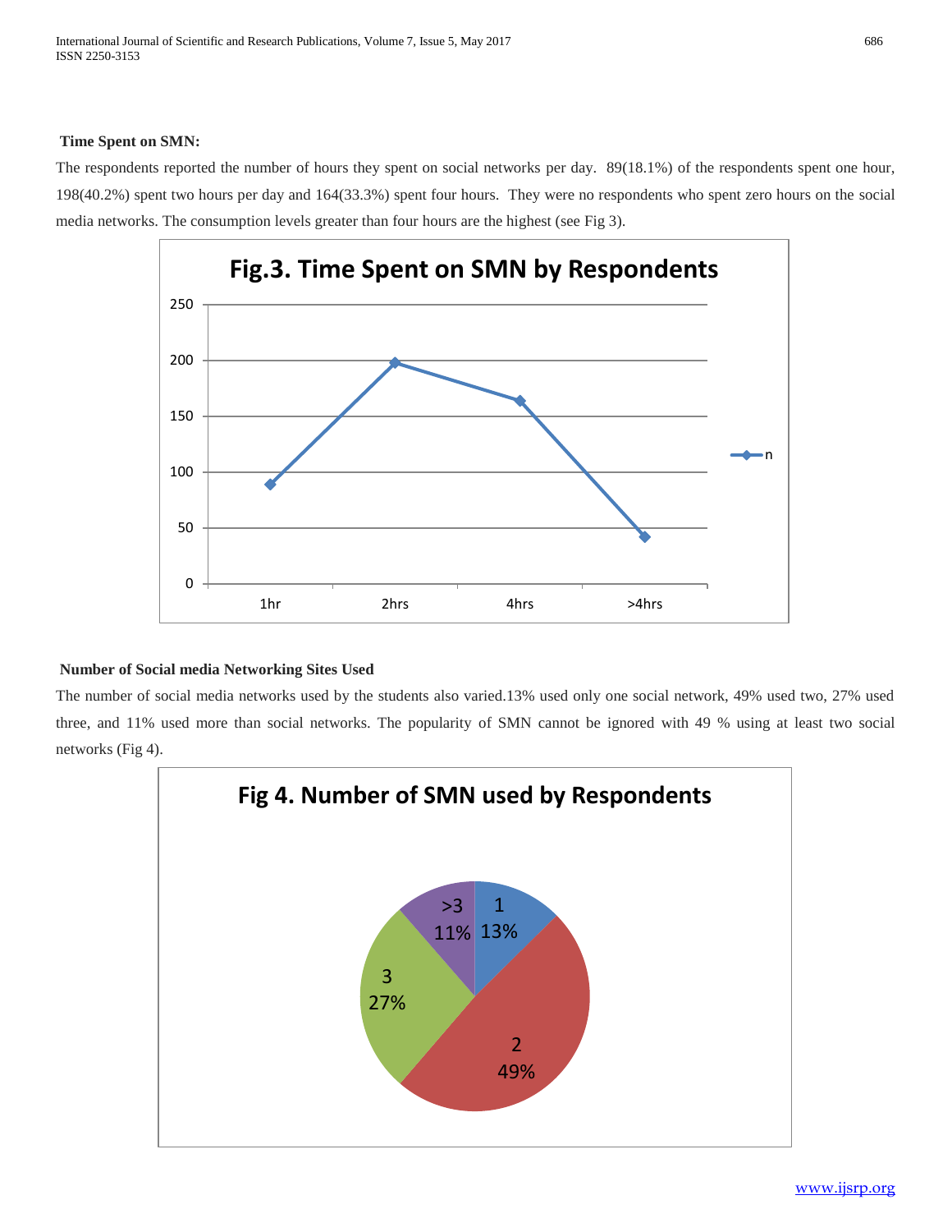**Time Spent on SMN:**

The respondents reported the number of hours they spent on social networks per day. 89(18.1%) of the respondents spent one hour, 198(40.2%) spent two hours per day and 164(33.3%) spent four hours. They were no respondents who spent zero hours on the social media networks. The consumption levels greater than four hours are the highest (see Fig 3).

**Fig.3. Time Spent on SMN by Respondents**

**Number of Social media Networking Sites Used**

The number of social media networks used by the students also varied.13% used only one social network, 49% used two, 27% used three, and 11% used more than social networks. The popularity of SMN cannot be ignored with 49 % using at least two social networks (Fig 4).

**Fig 4. Number of SMN used by Respondents**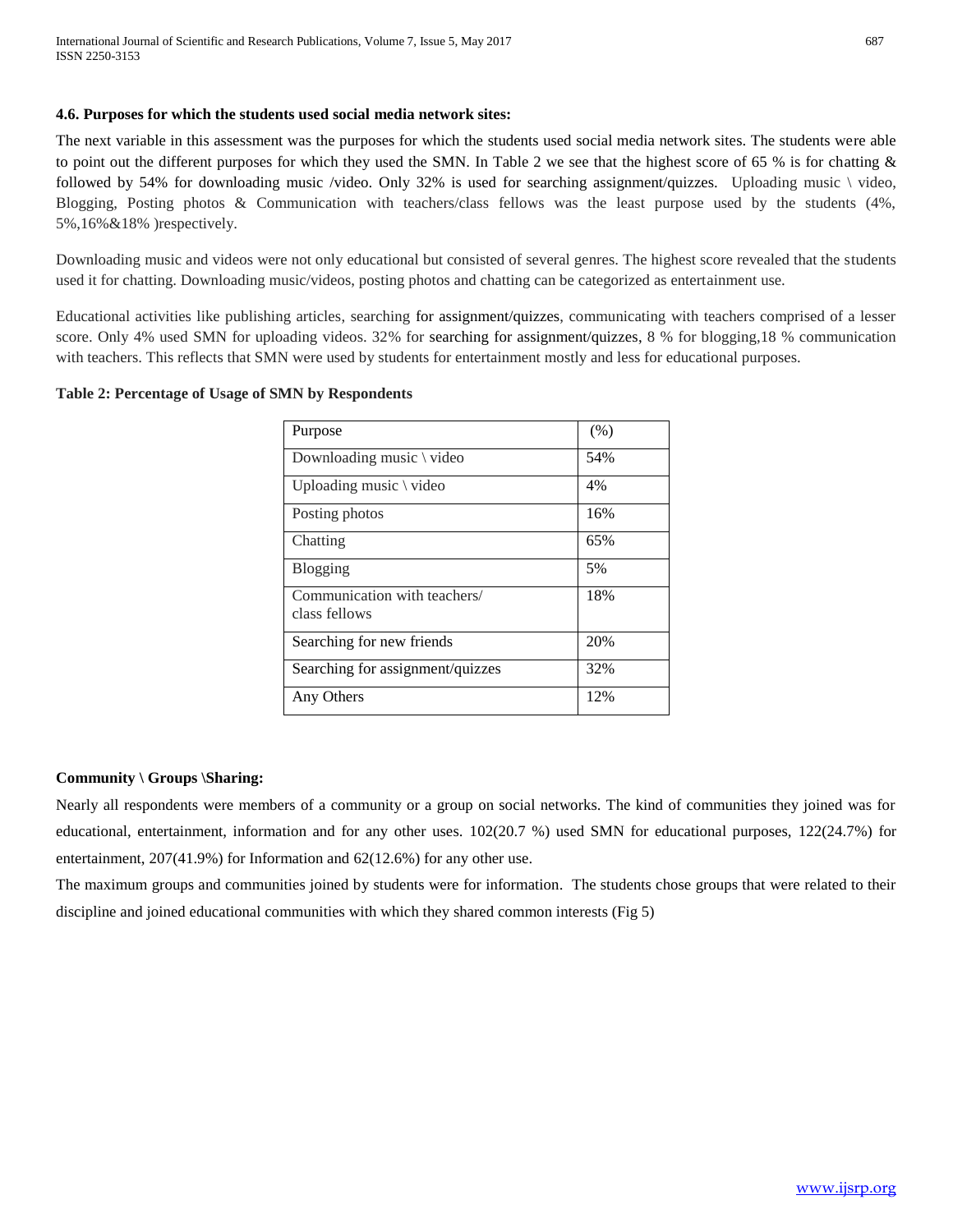### 4.6. Purposes for which the students used social media network sites:

The next variable in this assessment was the purposes for which the students used social media network sites. The students were able to point out the different purposes for which they used the SMN. In Table 2 we see that the highest score of 65 % is for chatting & followed by 54% for downloading music /video. Only 32% is used for searching assignment/quizzes. Uploading music \ video, Blogging, Posting photos & Communication with teachers/class fellows was the least purpose used by the students (4%, 5%,16%&18% )respectively.

Downloading music and videos were not only educational but consisted of several genres. The highest score revealed that the students used it for chatting. Downloading music/videos, posting photos and chatting can be categorized as entertainment use.

Educational activities like publishing articles, searching for assignment/quizzes, communicating with teachers comprised of a lesser score. Only 4% used SMN for uploading videos. 32% for searching for assignment/quizzes, 8 % for blogging,18 % communication with teachers. This reflects that SMN were used by students for entertainment mostly and less for educational purposes.

**Table 2: Percentage of Usage of SMN by Respondents**

| Purpose | (%) |
|---|---|
| Downloading music \ video | 54% |
| Uploading music \ video | 4% |
| Posting photos | 16% |
| Chatting | 65% |
| Blogging | 5% |
| Communication with teachers/ class fellows | 18% |
| Searching for new friends | 20% |
| Searching for assignment/quizzes | 32% |
| Any Others | 12% |

**Community \ Groups \Sharing:**

Nearly all respondents were members of a community or a group on social networks. The kind of communities they joined was for educational, entertainment, information and for any other uses. 102(20.7 %) used SMN for educational purposes, 122(24.7%) for entertainment, 207(41.9%) for Information and 62(12.6%) for any other use.

The maximum groups and communities joined by students were for information. The students chose groups that were related to their discipline and joined educational communities with which they shared common interests (Fig 5)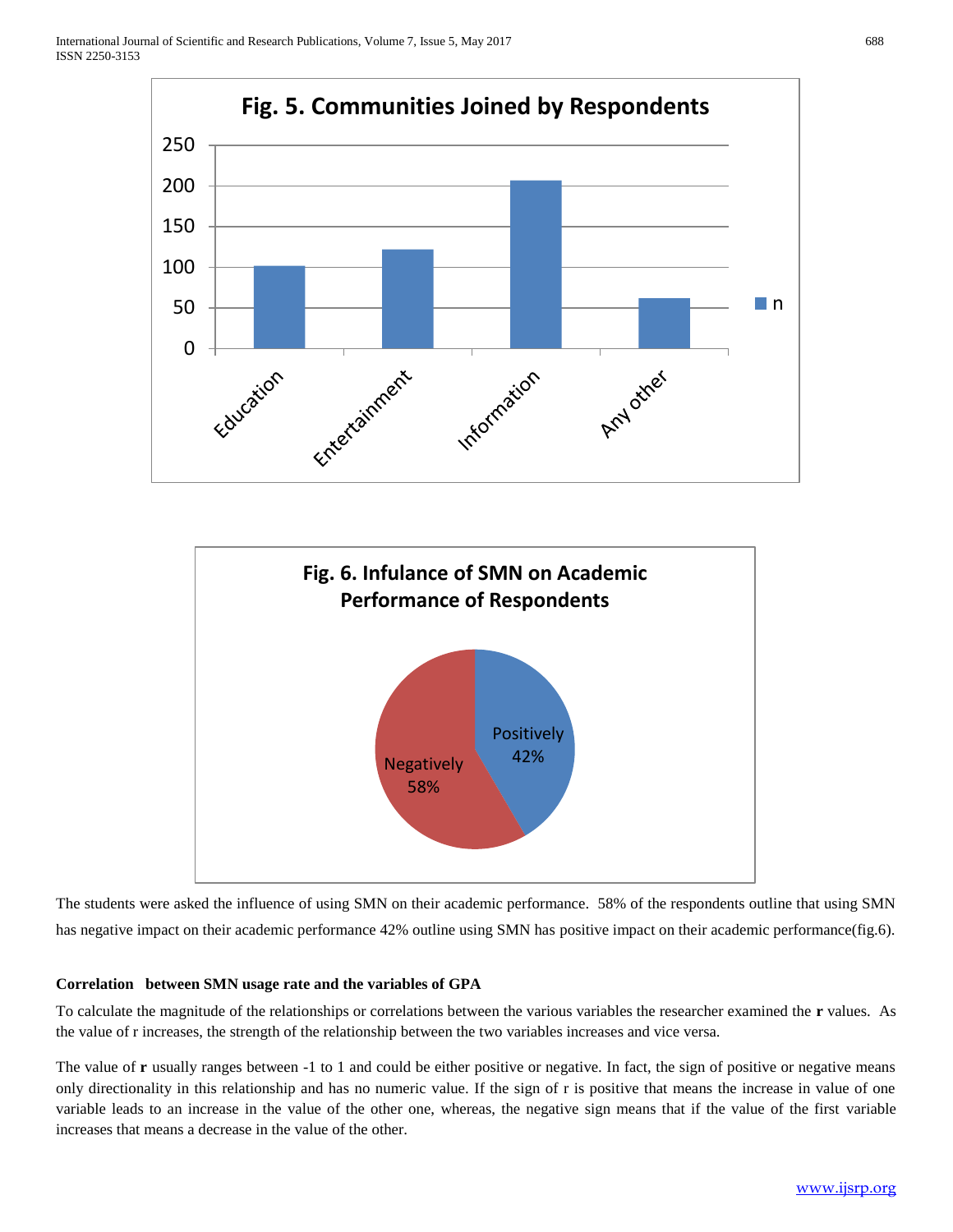**Fig. 5. Communities Joined by Respondents**

**Fig. 6. Infulance of SMN on Academic Performance of Respondents**

The students were asked the influence of using SMN on their academic performance. 58% of the respondents outline that using SMN has negative impact on their academic performance 42% outline using SMN has positive impact on their academic performance(fig.6).

**Correlation between SMN usage rate and the variables of GPA**

To calculate the magnitude of the relationships or correlations between the various variables the researcher examined the **r** values. As the value of r increases, the strength of the relationship between the two variables increases and vice versa.

The value of **r** usually ranges between -1 to 1 and could be either positive or negative. In fact, the sign of positive or negative means only directionality in this relationship and has no numeric value. If the sign of r is positive that means the increase in value of one variable leads to an increase in the value of the other one, whereas, the negative sign means that if the value of the first variable increases that means a decrease in the value of the other.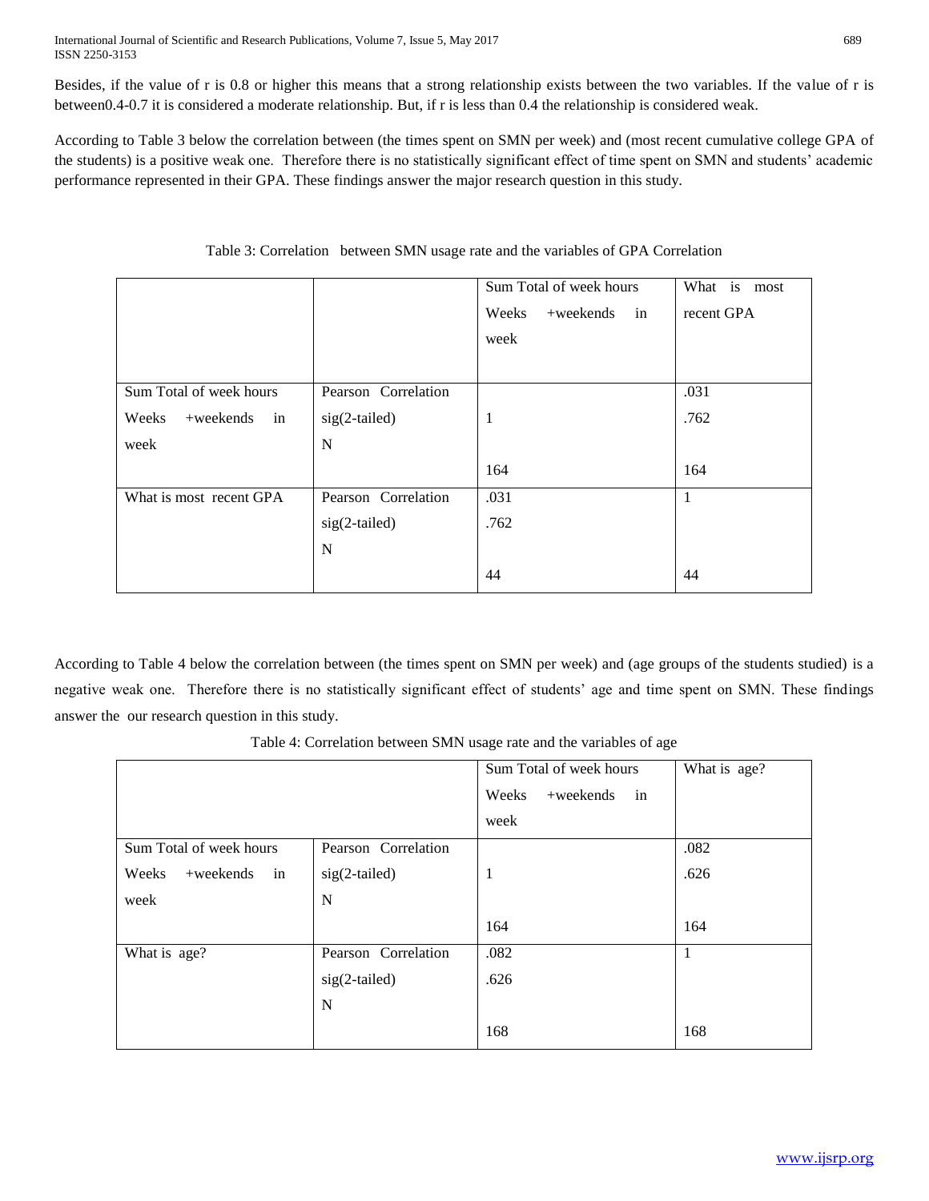Besides, if the value of r is 0.8 or higher this means that a strong relationship exists between the two variables. If the value of r is between0.4-0.7 it is considered a moderate relationship. But, if r is less than 0.4 the relationship is considered weak.

According to Table 3 below the correlation between (the times spent on SMN per week) and (most recent cumulative college GPA of the students) is a positive weak one. Therefore there is no statistically significant effect of time spent on SMN and students' academic performance represented in their GPA. These findings answer the major research question in this study.

Table 3: Correlation between SMN usage rate and the variables of GPA Correlation

| | | Sum Total of week hours Weeks +weekends in week | What is most recent GPA |
|---|---|---|---|
| Sum Total of week hours Weeks +weekends in week | Pearson Correlation<br>sig(2-tailed)<br>N | <br>1<br><br>164 | .031<br>.762<br><br>164 |
| What is most recent GPA | Pearson Correlation<br>sig(2-tailed)<br>N | .031<br>.762<br><br>44 | 1<br><br><br>44 |

According to Table 4 below the correlation between (the times spent on SMN per week) and (age groups of the students studied) is a negative weak one. Therefore there is no statistically significant effect of students' age and time spent on SMN. These findings answer the our research question in this study.

Table 4: Correlation between SMN usage rate and the variables of age

| | | Sum Total of week hours Weeks +weekends in week | What is age? |
|---|---|---|---|
| Sum Total of week hours Weeks +weekends in week | Pearson Correlation<br>sig(2-tailed)<br>N | <br>1<br><br>164 | .082<br>.626<br><br>164 |
| What is age? | Pearson Correlation<br>sig(2-tailed)<br>N | .082<br>.626<br><br>168 | 1<br><br><br>168 |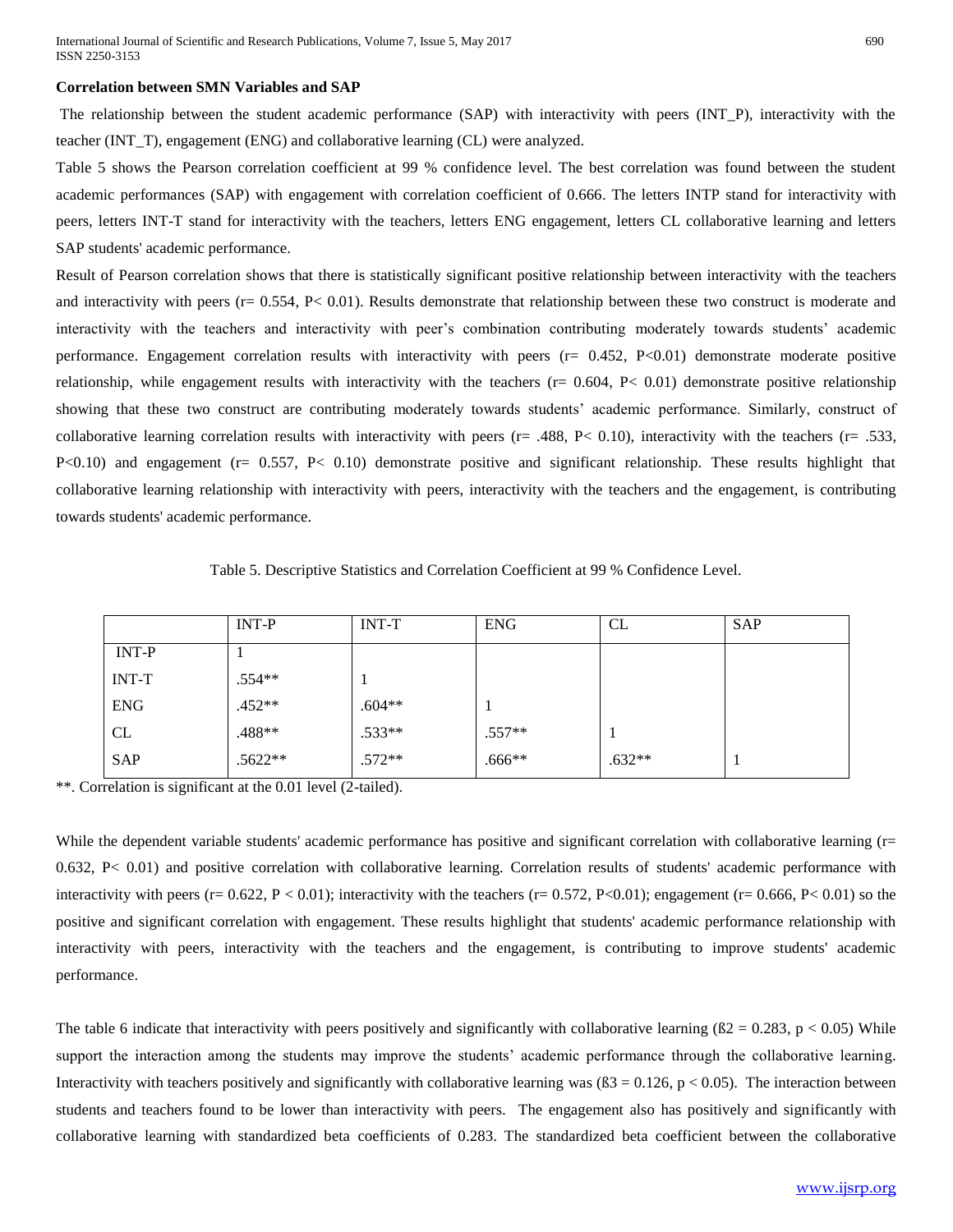**Correlation between SMN Variables and SAP**

The relationship between the student academic performance (SAP) with interactivity with peers (INT_P), interactivity with the teacher (INT_T), engagement (ENG) and collaborative learning (CL) were analyzed.

Table 5 shows the Pearson correlation coefficient at 99 % confidence level. The best correlation was found between the student academic performances (SAP) with engagement with correlation coefficient of 0.666. The letters INTP stand for interactivity with peers, letters INT-T stand for interactivity with the teachers, letters ENG engagement, letters CL collaborative learning and letters SAP students' academic performance.

Result of Pearson correlation shows that there is statistically significant positive relationship between interactivity with the teachers and interactivity with peers ($r = 0.554$, $P < 0.01$). Results demonstrate that relationship between these two construct is moderate and interactivity with the teachers and interactivity with peer's combination contributing moderately towards students' academic performance. Engagement correlation results with interactivity with peers ($r = 0.452$, $P<0.01$) demonstrate moderate positive relationship, while engagement results with interactivity with the teachers ($r = 0.604$, $P < 0.01$) demonstrate positive relationship showing that these two construct are contributing moderately towards students' academic performance. Similarly, construct of collaborative learning correlation results with interactivity with peers ($r = .488$, $P < 0.10$), interactivity with the teachers ($r = .533$, $P<0.10$) and engagement ($r = 0.557$, $P < 0.10$) demonstrate positive and significant relationship. These results highlight that collaborative learning relationship with interactivity with peers, interactivity with the teachers and the engagement, is contributing towards students' academic performance.

Table 5. Descriptive Statistics and Correlation Coefficient at 99 % Confidence Level.

| | INT-P | INT-T | ENG | CL | SAP |
|---|---|---|---|---|---|
| INT-P | 1 | | | | |
| INT-T | .554** | 1 | | | |
| ENG | .452** | .604** | 1 | | |
| CL | .488** | .533** | .557** | 1 | |
| SAP | .5622** | .572** | .666** | .632** | 1 |

**. Correlation is significant at the 0.01 level (2-tailed).

While the dependent variable students' academic performance has positive and significant correlation with collaborative learning ($r = 0.632$, $P < 0.01$) and positive correlation with collaborative learning. Correlation results of students' academic performance with interactivity with peers ($r = 0.622$, $P < 0.01$); interactivity with the teachers ($r = 0.572$, $P<0.01$); engagement ($r = 0.666$, $P < 0.01$) so the positive and significant correlation with engagement. These results highlight that students' academic performance relationship with interactivity with peers, interactivity with the teachers and the engagement, is contributing to improve students' academic performance.

The table 6 indicate that interactivity with peers positively and significantly with collaborative learning ($\beta_2 = 0.283$, $p < 0.05$) While support the interaction among the students may improve the students' academic performance through the collaborative learning. Interactivity with teachers positively and significantly with collaborative learning was ($\beta_3 = 0.126$, $p < 0.05$). The interaction between students and teachers found to be lower than interactivity with peers. The engagement also has positively and significantly with collaborative learning with standardized beta coefficients of 0.283. The standardized beta coefficient between the collaborative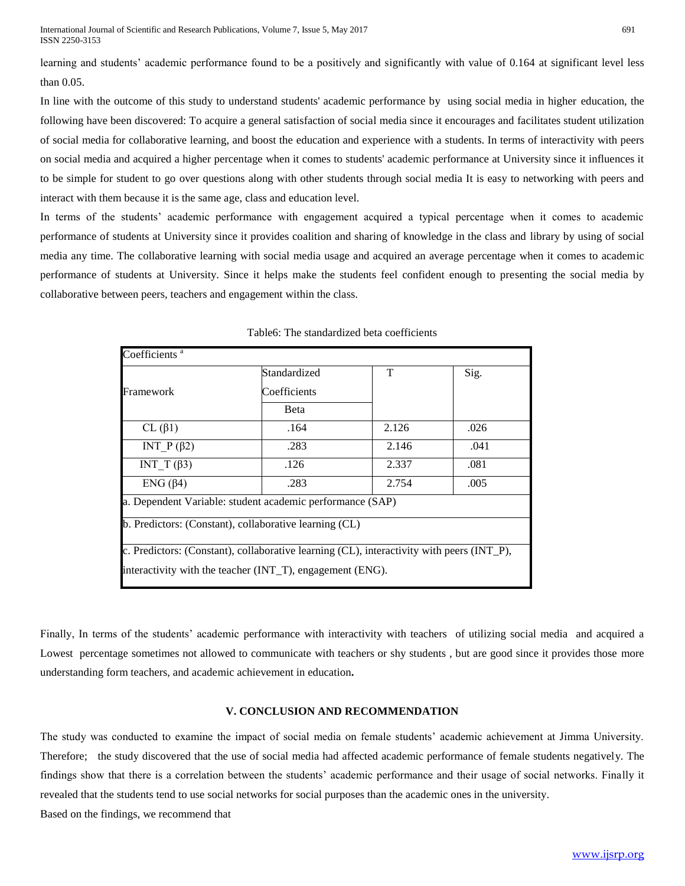learning and students' academic performance found to be a positively and significantly with value of 0.164 at significant level less than 0.05.

In line with the outcome of this study to understand students' academic performance by using social media in higher education, the following have been discovered: To acquire a general satisfaction of social media since it encourages and facilitates student utilization of social media for collaborative learning, and boost the education and experience with a students. In terms of interactivity with peers on social media and acquired a higher percentage when it comes to students' academic performance at University since it influences it to be simple for student to go over questions along with other students through social media It is easy to networking with peers and interact with them because it is the same age, class and education level.

In terms of the students' academic performance with engagement acquired a typical percentage when it comes to academic performance of students at University since it provides coalition and sharing of knowledge in the class and library by using of social media any time. The collaborative learning with social media usage and acquired an average percentage when it comes to academic performance of students at University. Since it helps make the students feel confident enough to presenting the social media by collaborative between peers, teachers and engagement within the class.

Table6: The standardized beta coefficients

| Coefficients [a] | | | |
|---|---|---|---|
| Framework | Standardized Coefficients | T | Sig. |
| | Beta | | |
| CL (β1) | .164 | 2.126 | .026 |
| INT_P (β2) | .283 | 2.146 | .041 |
| INT_T (β3) | .126 | 2.337 | .081 |
| ENG (β4) | .283 | 2.754 | .005 |

a. Dependent Variable: student academic performance (SAP)

b. Predictors: (Constant), collaborative learning (CL)

c. Predictors: (Constant), collaborative learning (CL), interactivity with peers (INT_P), interactivity with the teacher (INT_T), engagement (ENG).

Finally, In terms of the students' academic performance with interactivity with teachers of utilizing social media and acquired a Lowest percentage sometimes not allowed to communicate with teachers or shy students , but are good since it provides those more understanding form teachers, and academic achievement in education**.**

## V. CONCLUSION AND RECOMMENDATION

The study was conducted to examine the impact of social media on female students' academic achievement at Jimma University. Therefore; the study discovered that the use of social media had affected academic performance of female students negatively. The findings show that there is a correlation between the students' academic performance and their usage of social networks. Finally it revealed that the students tend to use social networks for social purposes than the academic ones in the university.

Based on the findings, we recommend that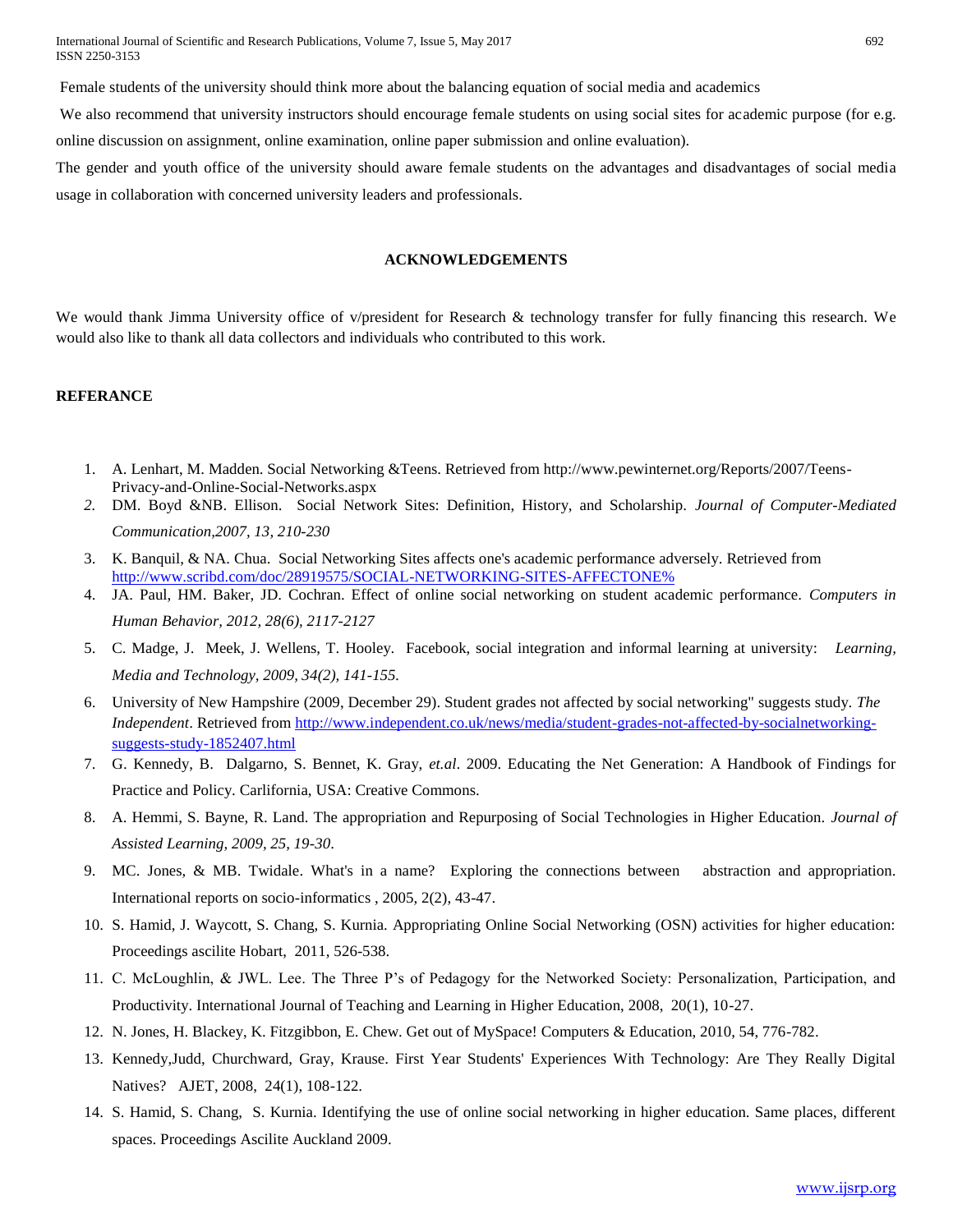Female students of the university should think more about the balancing equation of social media and academics

We also recommend that university instructors should encourage female students on using social sites for academic purpose (for e.g. online discussion on assignment, online examination, online paper submission and online evaluation).

The gender and youth office of the university should aware female students on the advantages and disadvantages of social media usage in collaboration with concerned university leaders and professionals.

### ACKNOWLEDGEMENTS

We would thank Jimma University office of v/president for Research & technology transfer for fully financing this research. We would also like to thank all data collectors and individuals who contributed to this work.

### REFERANCE

1. A. Lenhart, M. Madden. Social Networking &Teens. Retrieved from http://www.pewinternet.org/Reports/2007/Teens-Privacy-and-Online-Social-Networks.aspx
2. DM. Boyd &NB. Ellison. Social Network Sites: Definition, History, and Scholarship. *Journal of Computer-Mediated Communication,2007, 13, 210-230*
3. K. Banquil, & NA. Chua. Social Networking Sites affects one's academic performance adversely. Retrieved from http://www.scribd.com/doc/28919575/SOCIAL-NETWORKING-SITES-AFFECTONE%
4. JA. Paul, HM. Baker, JD. Cochran. Effect of online social networking on student academic performance. *Computers in Human Behavior, 2012, 28(6), 2117-2127*
5. C. Madge, J. Meek, J. Wellens, T. Hooley. Facebook, social integration and informal learning at university: *Learning, Media and Technology, 2009, 34(2), 141-155.*
6. University of New Hampshire (2009, December 29). Student grades not affected by social networking" suggests study. *The Independent*. Retrieved from http://www.independent.co.uk/news/media/student-grades-not-affected-by-socialnetworking-suggests-study-1852407.html
7. G. Kennedy, B. Dalgarno, S. Bennet, K. Gray, *et.al*. 2009. Educating the Net Generation: A Handbook of Findings for Practice and Policy. Carlifornia, USA: Creative Commons.
8. A. Hemmi, S. Bayne, R. Land. The appropriation and Repurposing of Social Technologies in Higher Education. *Journal of Assisted Learning, 2009, 25, 19-30*.
9. MC. Jones, & MB. Twidale. What's in a name? Exploring the connections between abstraction and appropriation. International reports on socio-informatics , 2005, 2(2), 43-47.
10. S. Hamid, J. Waycott, S. Chang, S. Kurnia. Appropriating Online Social Networking (OSN) activities for higher education: Proceedings ascilite Hobart, 2011, 526-538.
11. C. McLoughlin, & JWL. Lee. The Three P's of Pedagogy for the Networked Society: Personalization, Participation, and Productivity. International Journal of Teaching and Learning in Higher Education, 2008, 20(1), 10-27.
12. N. Jones, H. Blackey, K. Fitzgibbon, E. Chew. Get out of MySpace! Computers & Education, 2010, 54, 776-782.
13. Kennedy,Judd, Churchward, Gray, Krause. First Year Students' Experiences With Technology: Are They Really Digital Natives? AJET, 2008, 24(1), 108-122.
14. S. Hamid, S. Chang, S. Kurnia. Identifying the use of online social networking in higher education. Same places, different spaces. Proceedings Ascilite Auckland 2009.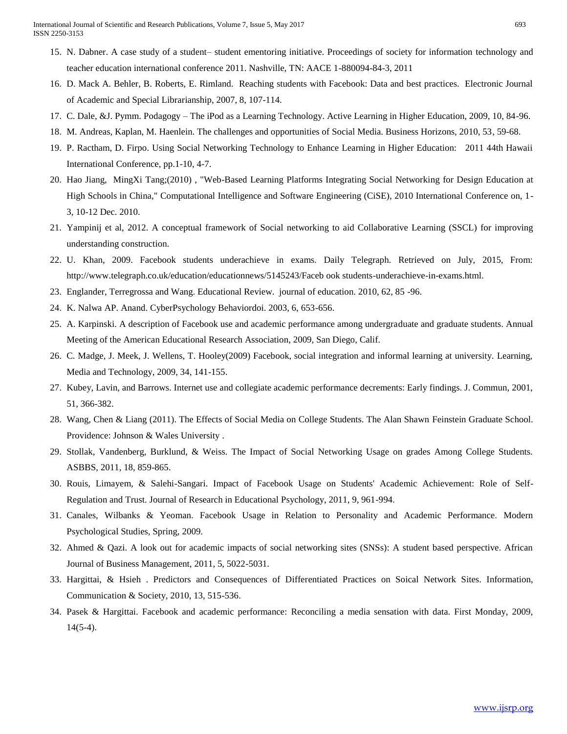15. N. Dabner. A case study of a student– student ementoring initiative. Proceedings of society for information technology and teacher education international conference 2011. Nashville, TN: AACE 1-880094-84-3, 2011
16. D. Mack A. Behler, B. Roberts, E. Rimland. Reaching students with Facebook: Data and best practices. Electronic Journal of Academic and Special Librarianship, 2007, 8, 107-114.
17. C. Dale, &J. Pymm. Podagogy – The iPod as a Learning Technology. Active Learning in Higher Education, 2009, 10, 84-96.
18. M. Andreas, Kaplan, M. Haenlein. The challenges and opportunities of Social Media. Business Horizons, 2010, 53, 59-68.
19. P. Ractham, D. Firpo. Using Social Networking Technology to Enhance Learning in Higher Education: 2011 44th Hawaii International Conference, pp.1-10, 4-7.
20. Hao Jiang, MingXi Tang;(2010) , "Web-Based Learning Platforms Integrating Social Networking for Design Education at High Schools in China," Computational Intelligence and Software Engineering (CiSE), 2010 International Conference on, 1-3, 10-12 Dec. 2010.
21. Yampinij et al, 2012. A conceptual framework of Social networking to aid Collaborative Learning (SSCL) for improving understanding construction.
22. U. Khan, 2009. Facebook students underachieve in exams. Daily Telegraph. Retrieved on July, 2015, From: http://www.telegraph.co.uk/education/educationnews/5145243/Faceb ook students-underachieve-in-exams.html.
23. Englander, Terregrossa and Wang. Educational Review. journal of education. 2010, 62, 85 -96.
24. K. Nalwa AP. Anand. CyberPsychology Behaviordoi. 2003, 6, 653-656.
25. A. Karpinski. A description of Facebook use and academic performance among undergraduate and graduate students. Annual Meeting of the American Educational Research Association, 2009, San Diego, Calif.
26. C. Madge, J. Meek, J. Wellens, T. Hooley(2009) Facebook, social integration and informal learning at university. Learning, Media and Technology, 2009, 34, 141-155.
27. Kubey, Lavin, and Barrows. Internet use and collegiate academic performance decrements: Early findings. J. Commun, 2001, 51, 366-382.
28. Wang, Chen & Liang (2011). The Effects of Social Media on College Students. The Alan Shawn Feinstein Graduate School. Providence: Johnson & Wales University .
29. Stollak, Vandenberg, Burklund, & Weiss. The Impact of Social Networking Usage on grades Among College Students. ASBBS, 2011, 18, 859-865.
30. Rouis, Limayem, & Salehi-Sangari. Impact of Facebook Usage on Students' Academic Achievement: Role of Self-Regulation and Trust. Journal of Research in Educational Psychology, 2011, 9, 961-994.
31. Canales, Wilbanks & Yeoman. Facebook Usage in Relation to Personality and Academic Performance. Modern Psychological Studies, Spring, 2009.
32. Ahmed & Qazi. A look out for academic impacts of social networking sites (SNSs): A student based perspective. African Journal of Business Management, 2011, 5, 5022-5031.
33. Hargittai, & Hsieh . Predictors and Consequences of Differentiated Practices on Soical Network Sites. Information, Communication & Society, 2010, 13, 515-536.
34. Pasek & Hargittai. Facebook and academic performance: Reconciling a media sensation with data. First Monday, 2009, 14(5-4).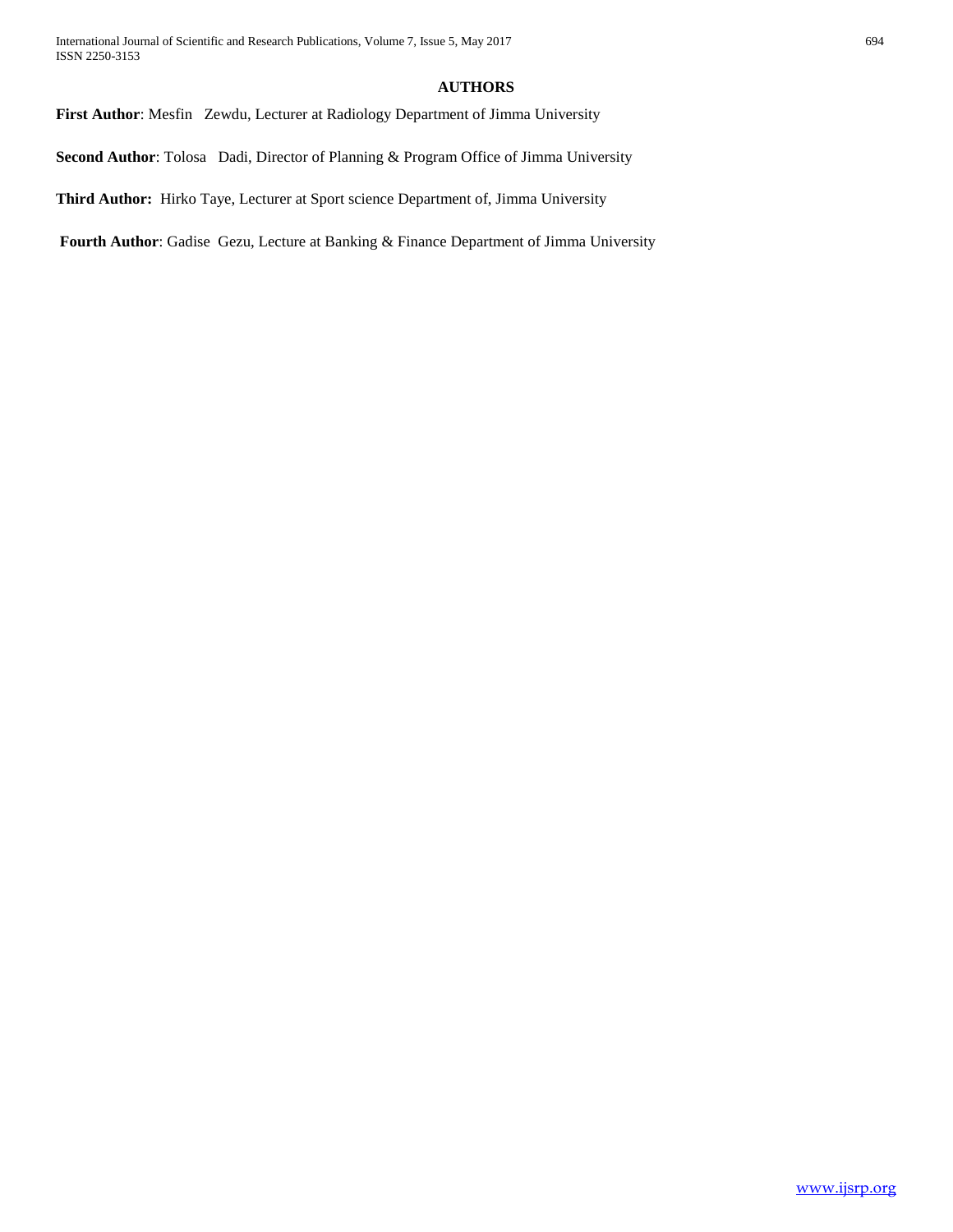## AUTHORS

**First Author**: Mesfin Zewdu, Lecturer at Radiology Department of Jimma University

**Second Author**: Tolosa Dadi, Director of Planning & Program Office of Jimma University

**Third Author:** Hirko Taye, Lecturer at Sport science Department of, Jimma University

**Fourth Author**: Gadise Gezu, Lecture at Banking & Finance Department of Jimma University